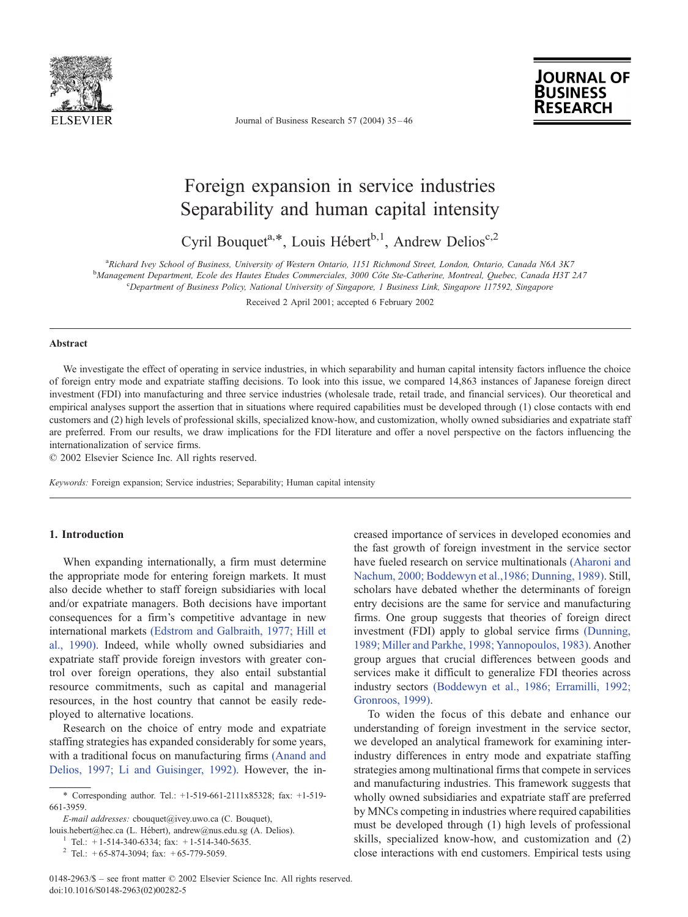# Foreign expansion in service industries Separability and human capital intensity

Cyril Bouquet[a,*], Louis Hébert[b,1], Andrew Delios[c,2]

[a]Richard Ivey School of Business, University of Western Ontario, 1151 Richmond Street, London, Ontario, Canada N6A 3K7
[b]Management Department, Ecole des Hautes Etudes Commerciales, 3000 Côte Ste-Catherine, Montreal, Quebec, Canada H3T 2A7
[c]Department of Business Policy, National University of Singapore, 1 Business Link, Singapore 117592, Singapore

Received 2 April 2001; accepted 6 February 2002

## Abstract

We investigate the effect of operating in service industries, in which separability and human capital intensity factors influence the choice of foreign entry mode and expatriate staffing decisions. To look into this issue, we compared 14,863 instances of Japanese foreign direct investment (FDI) into manufacturing and three service industries (wholesale trade, retail trade, and financial services). Our theoretical and empirical analyses support the assertion that in situations where required capabilities must be developed through (1) close contacts with end customers and (2) high levels of professional skills, specialized know-how, and customization, wholly owned subsidiaries and expatriate staff are preferred. From our results, we draw implications for the FDI literature and offer a novel perspective on the factors influencing the internationalization of service firms.
© 2002 Elsevier Science Inc. All rights reserved.

*Keywords:* Foreign expansion; Service industries; Separability; Human capital intensity

## 1. Introduction

When expanding internationally, a firm must determine the appropriate mode for entering foreign markets. It must also decide whether to staff foreign subsidiaries with local and/or expatriate managers. Both decisions have important consequences for a firm's competitive advantage in new international markets (Edstrom and Galbraith, 1977; Hill et al., 1990). Indeed, while wholly owned subsidiaries and expatriate staff provide foreign investors with greater control over foreign operations, they also entail substantial resource commitments, such as capital and managerial resources, in the host country that cannot be easily redeployed to alternative locations.

Research on the choice of entry mode and expatriate staffing strategies has expanded considerably for some years, with a traditional focus on manufacturing firms (Anand and Delios, 1997; Li and Guisinger, 1992). However, the increased importance of services in developed economies and the fast growth of foreign investment in the service sector have fueled research on service multinationals (Aharoni and Nachum, 2000; Boddewyn et al.,1986; Dunning, 1989). Still, scholars have debated whether the determinants of foreign entry decisions are the same for service and manufacturing firms. One group suggests that theories of foreign direct investment (FDI) apply to global service firms (Dunning, 1989; Miller and Parkhe, 1998; Yannopoulos, 1983). Another group argues that crucial differences between goods and services make it difficult to generalize FDI theories across industry sectors (Boddewyn et al., 1986; Erramilli, 1992; Gronroos, 1999).

To widen the focus of this debate and enhance our understanding of foreign investment in the service sector, we developed an analytical framework for examining inter-industry differences in entry mode and expatriate staffing strategies among multinational firms that compete in services and manufacturing industries. This framework suggests that wholly owned subsidiaries and expatriate staff are preferred by MNCs competing in industries where required capabilities must be developed through (1) high levels of professional skills, specialized know-how, and customization and (2) close interactions with end customers. Empirical tests using

\* Corresponding author. Tel.: +1-519-661-2111x85328; fax: +1-519-661-3959.
*E-mail addresses:* cbouquet@ivey.uwo.ca (C. Bouquet), louis.hebert@hec.ca (L. Hébert), andrew@nus.edu.sg (A. Delios).
[1] Tel.: +1-514-340-6334; fax: +1-514-340-5635.
[2] Tel.: +65-874-3094; fax: +65-779-5059.

0148-2963/$ – see front matter © 2002 Elsevier Science Inc. All rights reserved.
doi:10.1016/S0148-2963(02)00282-5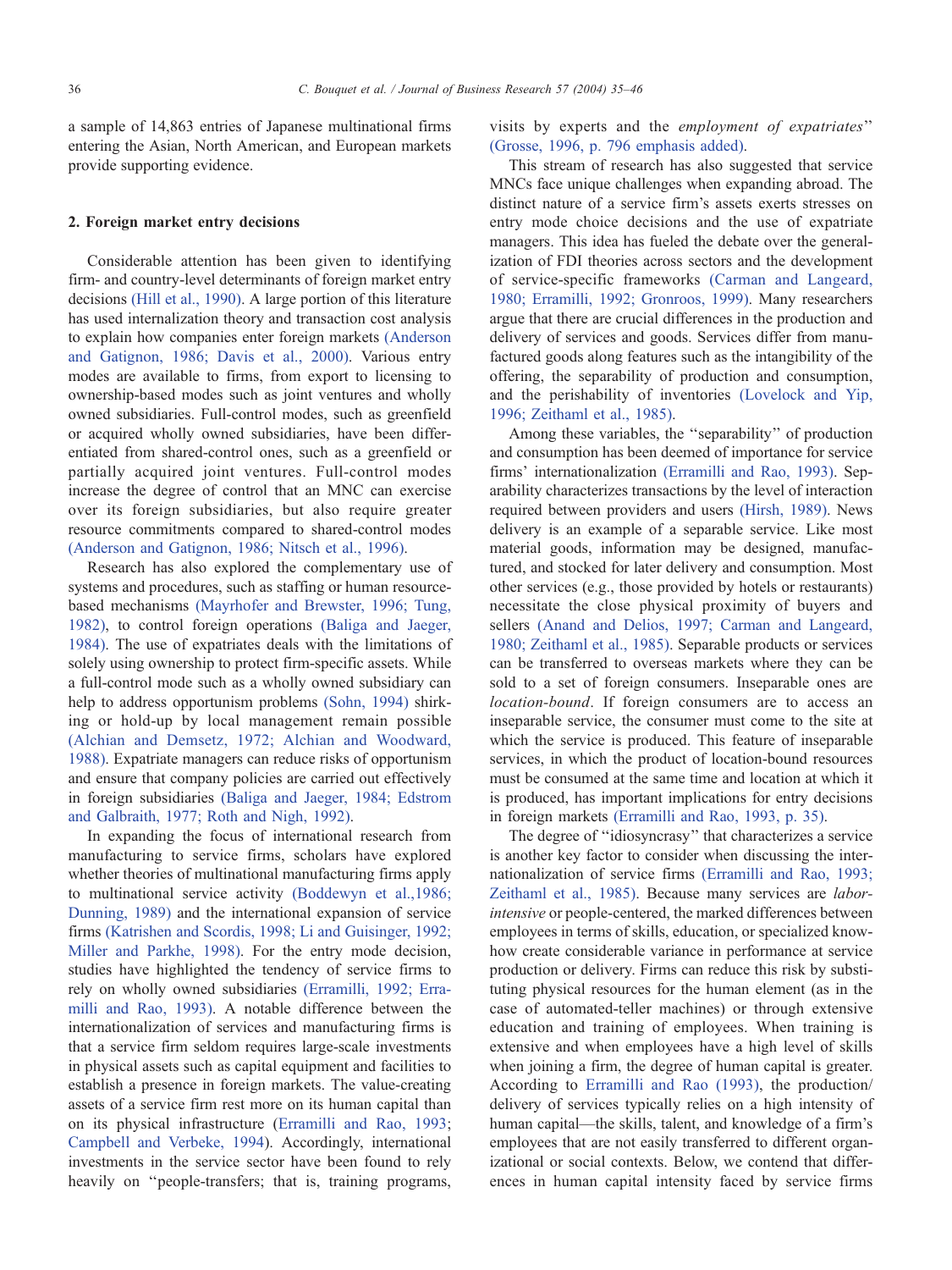a sample of 14,863 entries of Japanese multinational firms entering the Asian, North American, and European markets provide supporting evidence.

## 2. Foreign market entry decisions

Considerable attention has been given to identifying firm- and country-level determinants of foreign market entry decisions (Hill et al., 1990). A large portion of this literature has used internalization theory and transaction cost analysis to explain how companies enter foreign markets (Anderson and Gatignon, 1986; Davis et al., 2000). Various entry modes are available to firms, from export to licensing to ownership-based modes such as joint ventures and wholly owned subsidiaries. Full-control modes, such as greenfield or acquired wholly owned subsidiaries, have been differentiated from shared-control ones, such as a greenfield or partially acquired joint ventures. Full-control modes increase the degree of control that an MNC can exercise over its foreign subsidiaries, but also require greater resource commitments compared to shared-control modes (Anderson and Gatignon, 1986; Nitsch et al., 1996).

Research has also explored the complementary use of systems and procedures, such as staffing or human resource-based mechanisms (Mayrhofer and Brewster, 1996; Tung, 1982), to control foreign operations (Baliga and Jaeger, 1984). The use of expatriates deals with the limitations of solely using ownership to protect firm-specific assets. While a full-control mode such as a wholly owned subsidiary can help to address opportunism problems (Sohn, 1994) shirking or hold-up by local management remain possible (Alchian and Demsetz, 1972; Alchian and Woodward, 1988). Expatriate managers can reduce risks of opportunism and ensure that company policies are carried out effectively in foreign subsidiaries (Baliga and Jaeger, 1984; Edstrom and Galbraith, 1977; Roth and Nigh, 1992).

In expanding the focus of international research from manufacturing to service firms, scholars have explored whether theories of multinational manufacturing firms apply to multinational service activity (Boddewyn et al.,1986; Dunning, 1989) and the international expansion of service firms (Katrishen and Scordis, 1998; Li and Guisinger, 1992; Miller and Parkhe, 1998). For the entry mode decision, studies have highlighted the tendency of service firms to rely on wholly owned subsidiaries (Erramilli, 1992; Erramilli and Rao, 1993). A notable difference between the internationalization of services and manufacturing firms is that a service firm seldom requires large-scale investments in physical assets such as capital equipment and facilities to establish a presence in foreign markets. The value-creating assets of a service firm rest more on its human capital than on its physical infrastructure (Erramilli and Rao, 1993; Campbell and Verbeke, 1994). Accordingly, international investments in the service sector have been found to rely heavily on "people-transfers; that is, training programs, visits by experts and the *employment of expatriates*" (Grosse, 1996, p. 796 emphasis added).

This stream of research has also suggested that service MNCs face unique challenges when expanding abroad. The distinct nature of a service firm's assets exerts stresses on entry mode choice decisions and the use of expatriate managers. This idea has fueled the debate over the generalization of FDI theories across sectors and the development of service-specific frameworks (Carman and Langeard, 1980; Erramilli, 1992; Gronroos, 1999). Many researchers argue that there are crucial differences in the production and delivery of services and goods. Services differ from manufactured goods along features such as the intangibility of the offering, the separability of production and consumption, and the perishability of inventories (Lovelock and Yip, 1996; Zeithaml et al., 1985).

Among these variables, the "separability" of production and consumption has been deemed of importance for service firms' internationalization (Erramilli and Rao, 1993). Separability characterizes transactions by the level of interaction required between providers and users (Hirsh, 1989). News delivery is an example of a separable service. Like most material goods, information may be designed, manufactured, and stocked for later delivery and consumption. Most other services (e.g., those provided by hotels or restaurants) necessitate the close physical proximity of buyers and sellers (Anand and Delios, 1997; Carman and Langeard, 1980; Zeithaml et al., 1985). Separable products or services can be transferred to overseas markets where they can be sold to a set of foreign consumers. Inseparable ones are *location-bound*. If foreign consumers are to access an inseparable service, the consumer must come to the site at which the service is produced. This feature of inseparable services, in which the product of location-bound resources must be consumed at the same time and location at which it is produced, has important implications for entry decisions in foreign markets (Erramilli and Rao, 1993, p. 35).

The degree of "idiosyncrasy" that characterizes a service is another key factor to consider when discussing the internationalization of service firms (Erramilli and Rao, 1993; Zeithaml et al., 1985). Because many services are *labor-intensive* or people-centered, the marked differences between employees in terms of skills, education, or specialized know-how create considerable variance in performance at service production or delivery. Firms can reduce this risk by substituting physical resources for the human element (as in the case of automated-teller machines) or through extensive education and training of employees. When training is extensive and when employees have a high level of skills when joining a firm, the degree of human capital is greater. According to Erramilli and Rao (1993), the production/delivery of services typically relies on a high intensity of human capital—the skills, talent, and knowledge of a firm's employees that are not easily transferred to different organizational or social contexts. Below, we contend that differences in human capital intensity faced by service firms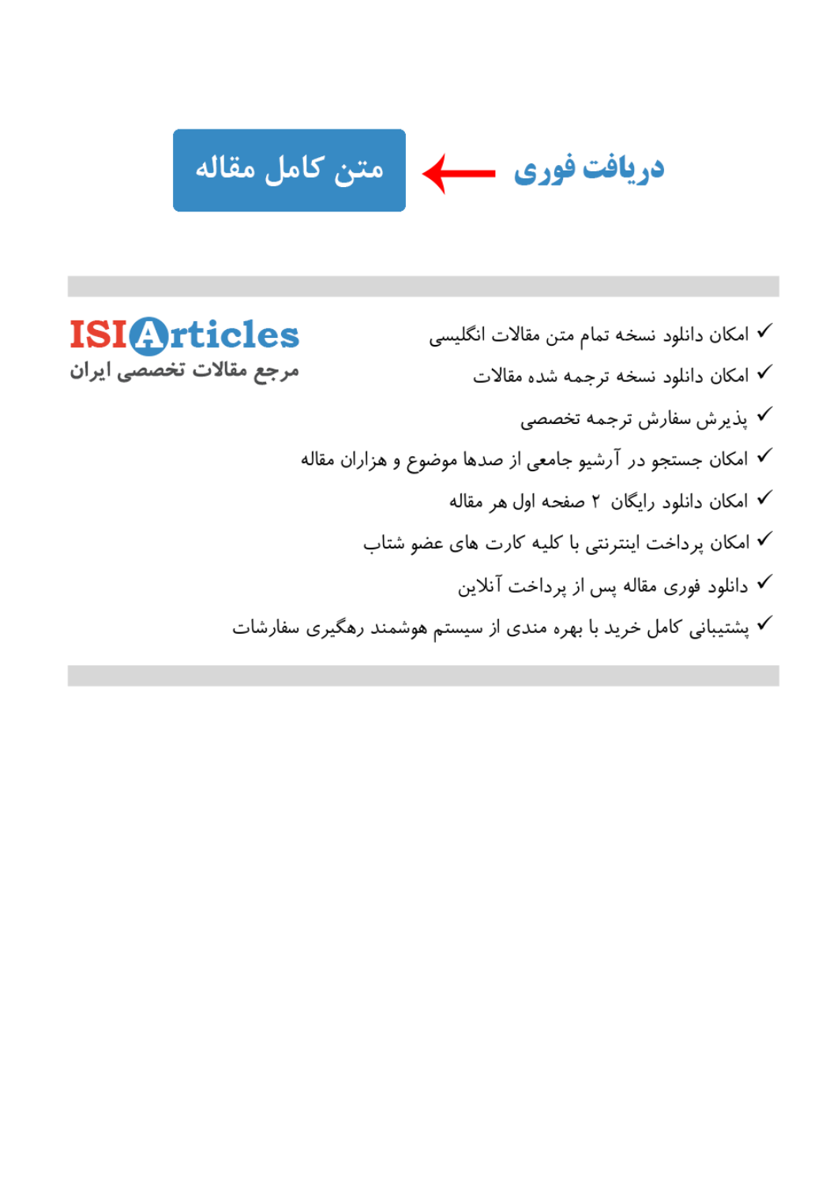دریافت فوری ← **متن کامل مقاله**

**ISIArticles**
مرجع مقالات تخصصی ایران

- ✓ امکان دانلود نسخه تمام متن مقالات انگلیسی
- ✓ امکان دانلود نسخه ترجمه شده مقالات
- ✓ پذیرش سفارش ترجمه تخصصی
- ✓ امکان جستجو در آرشیو جامعی از صدها موضوع و هزاران مقاله
- ✓ امکان دانلود رایگان ۲ صفحه اول هر مقاله
- ✓ امکان پرداخت اینترنتی با کلیه کارت های عضو شتاب
- ✓ دانلود فوری مقاله پس از پرداخت آنلاین
- ✓ پشتیبانی کامل خرید با بهره مندی از سیستم هوشمند رهگیری سفارشات